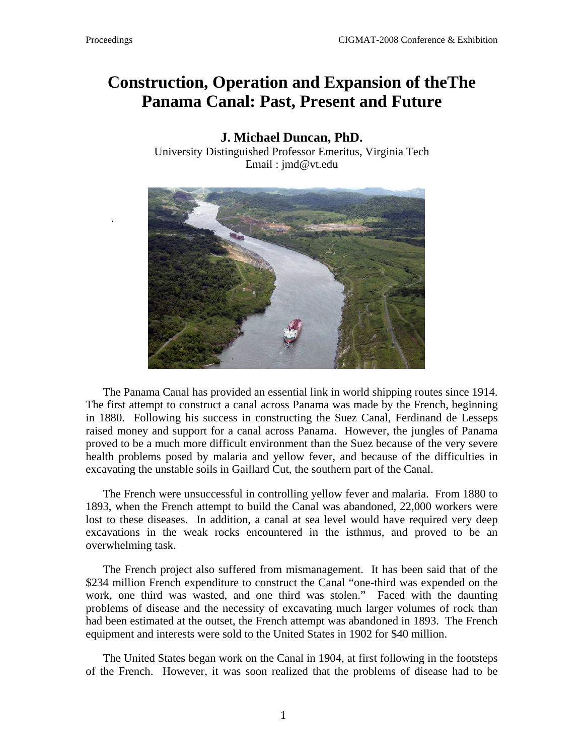# Construction, Operation and Expansion of theThe Panama Canal: Past, Present and Future

**J. Michael Duncan, PhD.**

University Distinguished Professor Emeritus, Virginia Tech

Email : jmd@vt.edu

The Panama Canal has provided an essential link in world shipping routes since 1914. The first attempt to construct a canal across Panama was made by the French, beginning in 1880. Following his success in constructing the Suez Canal, Ferdinand de Lesseps raised money and support for a canal across Panama. However, the jungles of Panama proved to be a much more difficult environment than the Suez because of the very severe health problems posed by malaria and yellow fever, and because of the difficulties in excavating the unstable soils in Gaillard Cut, the southern part of the Canal.

The French were unsuccessful in controlling yellow fever and malaria. From 1880 to 1893, when the French attempt to build the Canal was abandoned, 22,000 workers were lost to these diseases. In addition, a canal at sea level would have required very deep excavations in the weak rocks encountered in the isthmus, and proved to be an overwhelming task.

The French project also suffered from mismanagement. It has been said that of the $234 million French expenditure to construct the Canal "one-third was expended on the work, one third was wasted, and one third was stolen." Faced with the daunting problems of disease and the necessity of excavating much larger volumes of rock than had been estimated at the outset, the French attempt was abandoned in 1893. The French equipment and interests were sold to the United States in 1902 for $40 million.

The United States began work on the Canal in 1904, at first following in the footsteps of the French. However, it was soon realized that the problems of disease had to be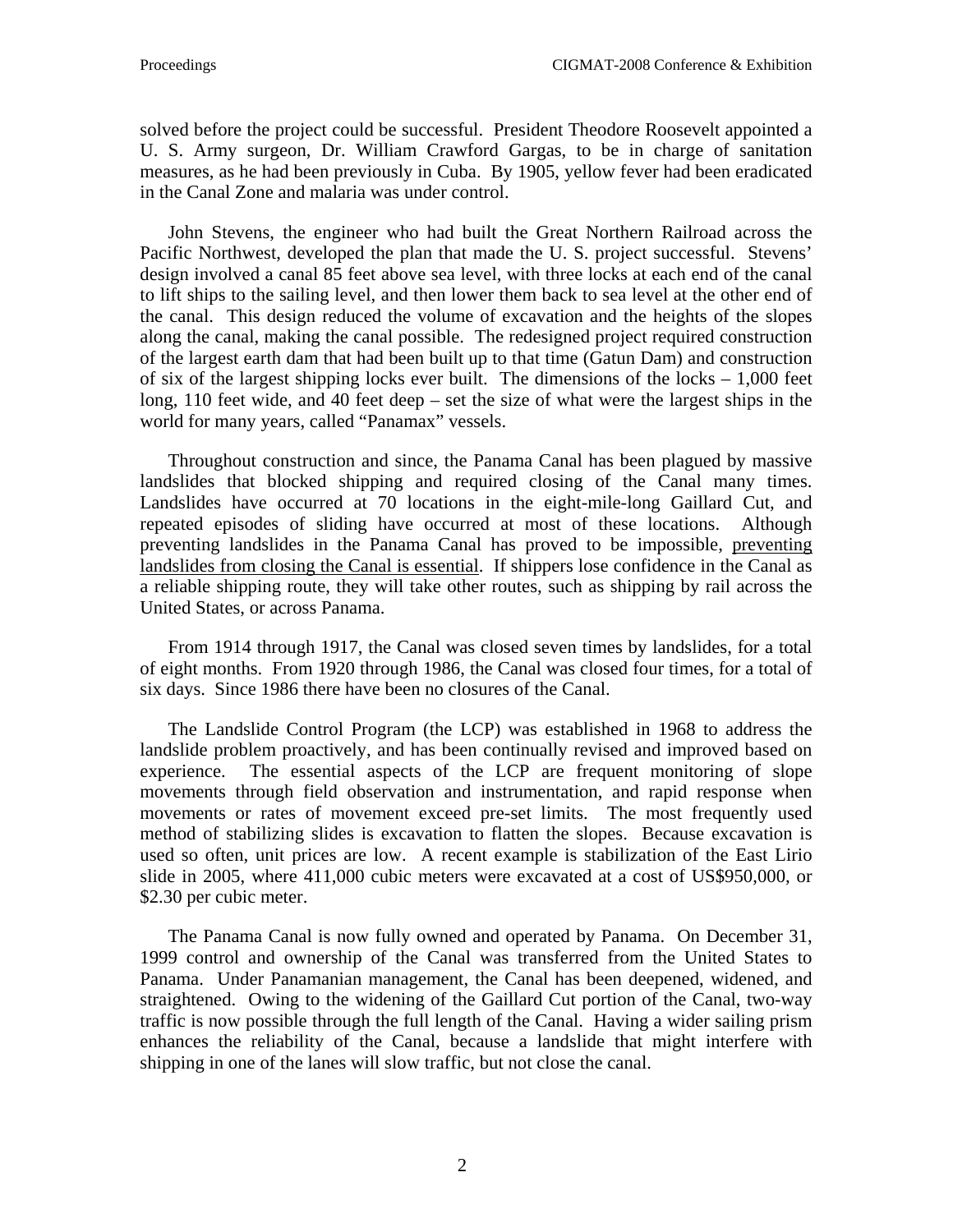solved before the project could be successful. President Theodore Roosevelt appointed a U. S. Army surgeon, Dr. William Crawford Gargas, to be in charge of sanitation measures, as he had been previously in Cuba. By 1905, yellow fever had been eradicated in the Canal Zone and malaria was under control.

John Stevens, the engineer who had built the Great Northern Railroad across the Pacific Northwest, developed the plan that made the U. S. project successful. Stevens' design involved a canal 85 feet above sea level, with three locks at each end of the canal to lift ships to the sailing level, and then lower them back to sea level at the other end of the canal. This design reduced the volume of excavation and the heights of the slopes along the canal, making the canal possible. The redesigned project required construction of the largest earth dam that had been built up to that time (Gatun Dam) and construction of six of the largest shipping locks ever built. The dimensions of the locks – 1,000 feet long, 110 feet wide, and 40 feet deep – set the size of what were the largest ships in the world for many years, called "Panamax" vessels.

Throughout construction and since, the Panama Canal has been plagued by massive landslides that blocked shipping and required closing of the Canal many times. Landslides have occurred at 70 locations in the eight-mile-long Gaillard Cut, and repeated episodes of sliding have occurred at most of these locations. Although preventing landslides in the Panama Canal has proved to be impossible, <u>preventing landslides from closing the Canal is essential</u>. If shippers lose confidence in the Canal as a reliable shipping route, they will take other routes, such as shipping by rail across the United States, or across Panama.

From 1914 through 1917, the Canal was closed seven times by landslides, for a total of eight months. From 1920 through 1986, the Canal was closed four times, for a total of six days. Since 1986 there have been no closures of the Canal.

The Landslide Control Program (the LCP) was established in 1968 to address the landslide problem proactively, and has been continually revised and improved based on experience. The essential aspects of the LCP are frequent monitoring of slope movements through field observation and instrumentation, and rapid response when movements or rates of movement exceed pre-set limits. The most frequently used method of stabilizing slides is excavation to flatten the slopes. Because excavation is used so often, unit prices are low. A recent example is stabilization of the East Lirio slide in 2005, where 411,000 cubic meters were excavated at a cost of US$950,000, or $2.30 per cubic meter.

The Panama Canal is now fully owned and operated by Panama. On December 31, 1999 control and ownership of the Canal was transferred from the United States to Panama. Under Panamanian management, the Canal has been deepened, widened, and straightened. Owing to the widening of the Gaillard Cut portion of the Canal, two-way traffic is now possible through the full length of the Canal. Having a wider sailing prism enhances the reliability of the Canal, because a landslide that might interfere with shipping in one of the lanes will slow traffic, but not close the canal.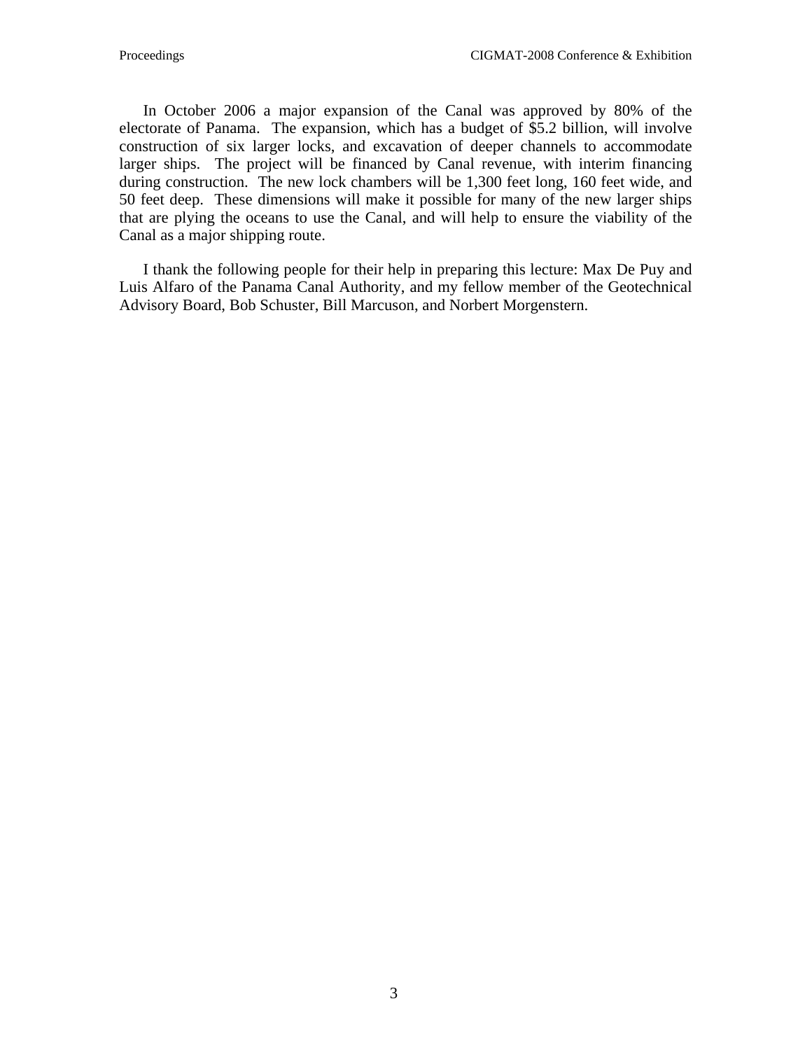In October 2006 a major expansion of the Canal was approved by 80% of the electorate of Panama. The expansion, which has a budget of $5.2 billion, will involve construction of six larger locks, and excavation of deeper channels to accommodate larger ships. The project will be financed by Canal revenue, with interim financing during construction. The new lock chambers will be 1,300 feet long, 160 feet wide, and 50 feet deep. These dimensions will make it possible for many of the new larger ships that are plying the oceans to use the Canal, and will help to ensure the viability of the Canal as a major shipping route.

I thank the following people for their help in preparing this lecture: Max De Puy and Luis Alfaro of the Panama Canal Authority, and my fellow member of the Geotechnical Advisory Board, Bob Schuster, Bill Marcuson, and Norbert Morgenstern.